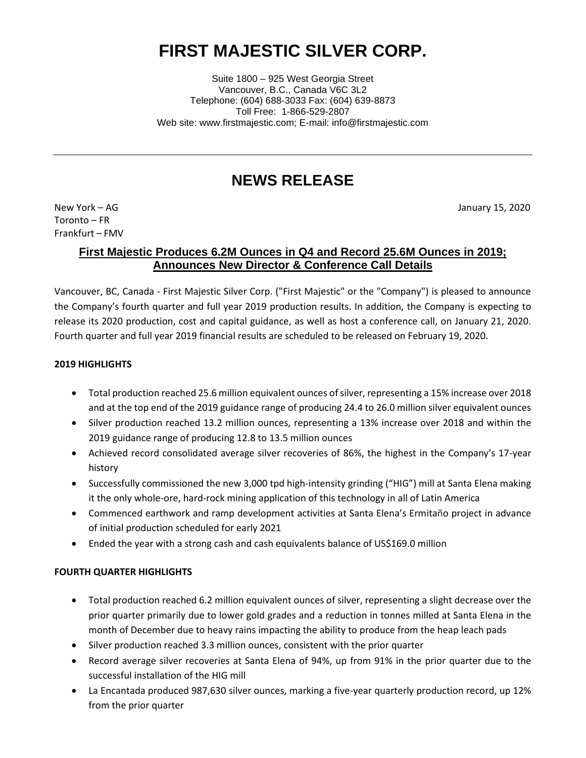# FIRST MAJESTIC SILVER CORP.

Suite 1800 – 925 West Georgia Street
Vancouver, B.C., Canada V6C 3L2
Telephone: (604) 688-3033 Fax: (604) 639-8873
Toll Free: 1-866-529-2807
Web site: www.firstmajestic.com; E-mail: info@firstmajestic.com

---

## NEWS RELEASE

New York – AG
Toronto – FR
Frankfurt – FMV

January 15, 2020

### First Majestic Produces 6.2M Ounces in Q4 and Record 25.6M Ounces in 2019; Announces New Director & Conference Call Details

Vancouver, BC, Canada - First Majestic Silver Corp. ("First Majestic" or the "Company") is pleased to announce the Company's fourth quarter and full year 2019 production results. In addition, the Company is expecting to release its 2020 production, cost and capital guidance, as well as host a conference call, on January 21, 2020. Fourth quarter and full year 2019 financial results are scheduled to be released on February 19, 2020.

**2019 HIGHLIGHTS**

- Total production reached 25.6 million equivalent ounces of silver, representing a 15% increase over 2018 and at the top end of the 2019 guidance range of producing 24.4 to 26.0 million silver equivalent ounces
- Silver production reached 13.2 million ounces, representing a 13% increase over 2018 and within the 2019 guidance range of producing 12.8 to 13.5 million ounces
- Achieved record consolidated average silver recoveries of 86%, the highest in the Company's 17-year history
- Successfully commissioned the new 3,000 tpd high-intensity grinding ("HIG") mill at Santa Elena making it the only whole-ore, hard-rock mining application of this technology in all of Latin America
- Commenced earthwork and ramp development activities at Santa Elena's Ermitaño project in advance of initial production scheduled for early 2021
- Ended the year with a strong cash and cash equivalents balance of US$169.0 million

**FOURTH QUARTER HIGHLIGHTS**

- Total production reached 6.2 million equivalent ounces of silver, representing a slight decrease over the prior quarter primarily due to lower gold grades and a reduction in tonnes milled at Santa Elena in the month of December due to heavy rains impacting the ability to produce from the heap leach pads
- Silver production reached 3.3 million ounces, consistent with the prior quarter
- Record average silver recoveries at Santa Elena of 94%, up from 91% in the prior quarter due to the successful installation of the HIG mill
- La Encantada produced 987,630 silver ounces, marking a five-year quarterly production record, up 12% from the prior quarter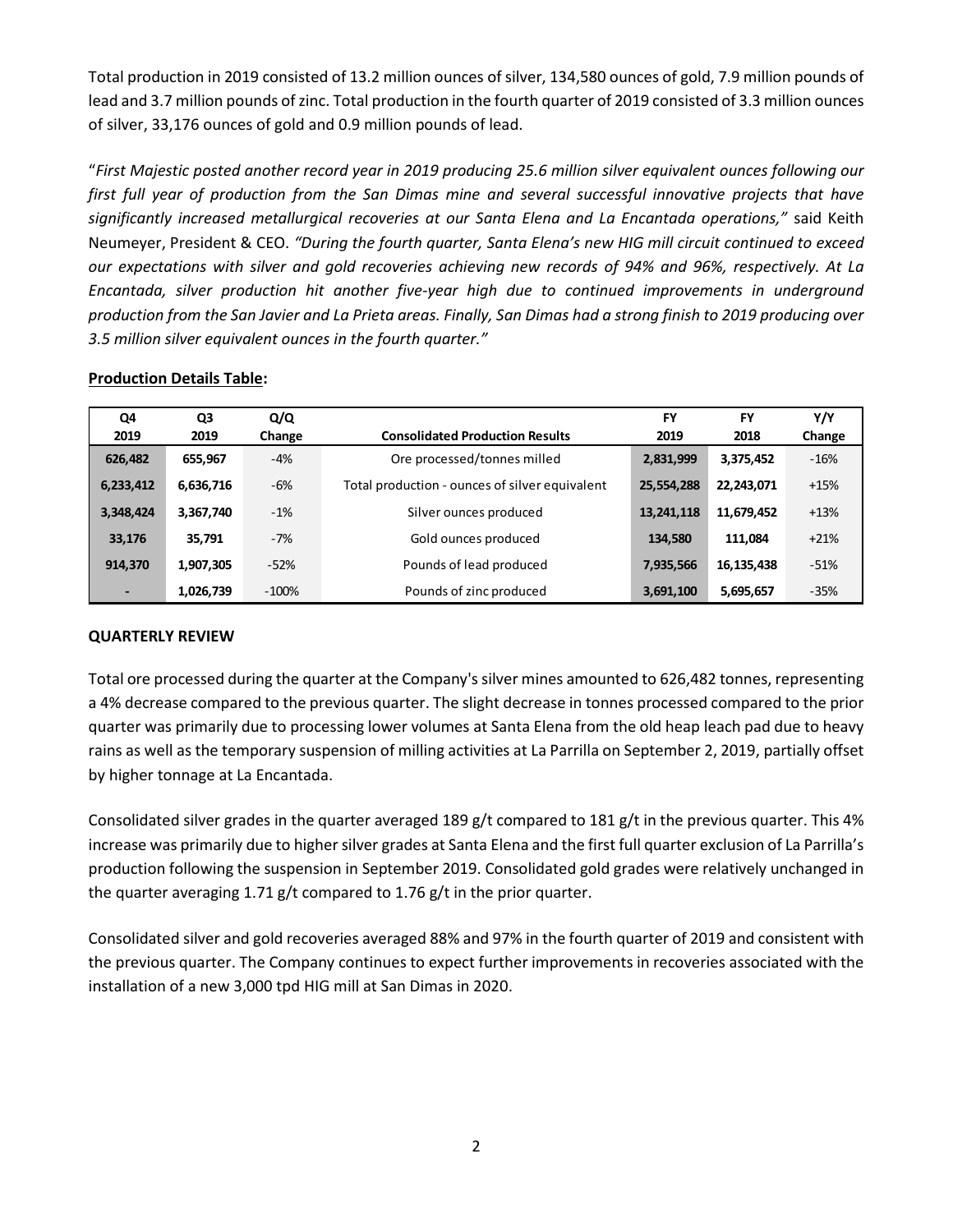Total production in 2019 consisted of 13.2 million ounces of silver, 134,580 ounces of gold, 7.9 million pounds of lead and 3.7 million pounds of zinc. Total production in the fourth quarter of 2019 consisted of 3.3 million ounces of silver, 33,176 ounces of gold and 0.9 million pounds of lead.

"*First Majestic posted another record year in 2019 producing 25.6 million silver equivalent ounces following our first full year of production from the San Dimas mine and several successful innovative projects that have significantly increased metallurgical recoveries at our Santa Elena and La Encantada operations,"* said Keith Neumeyer, President & CEO. *"During the fourth quarter, Santa Elena's new HIG mill circuit continued to exceed our expectations with silver and gold recoveries achieving new records of 94% and 96%, respectively. At La Encantada, silver production hit another five-year high due to continued improvements in underground production from the San Javier and La Prieta areas. Finally, San Dimas had a strong finish to 2019 producing over 3.5 million silver equivalent ounces in the fourth quarter."*

**Production Details Table:**

| Q4 2019 | Q3 2019 | Q/Q Change | Consolidated Production Results | FY 2019 | FY 2018 | Y/Y Change |
|---|---|---|---|---|---|---|
| 626,482 | 655,967 | -4% | Ore processed/tonnes milled | 2,831,999 | 3,375,452 | -16% |
| 6,233,412 | 6,636,716 | -6% | Total production - ounces of silver equivalent | 25,554,288 | 22,243,071 | +15% |
| 3,348,424 | 3,367,740 | -1% | Silver ounces produced | 13,241,118 | 11,679,452 | +13% |
| 33,176 | 35,791 | -7% | Gold ounces produced | 134,580 | 111,084 | +21% |
| 914,370 | 1,907,305 | -52% | Pounds of lead produced | 7,935,566 | 16,135,438 | -51% |
| - | 1,026,739 | -100% | Pounds of zinc produced | 3,691,100 | 5,695,657 | -35% |

**QUARTERLY REVIEW**

Total ore processed during the quarter at the Company's silver mines amounted to 626,482 tonnes, representing a 4% decrease compared to the previous quarter. The slight decrease in tonnes processed compared to the prior quarter was primarily due to processing lower volumes at Santa Elena from the old heap leach pad due to heavy rains as well as the temporary suspension of milling activities at La Parrilla on September 2, 2019, partially offset by higher tonnage at La Encantada.

Consolidated silver grades in the quarter averaged 189 g/t compared to 181 g/t in the previous quarter. This 4% increase was primarily due to higher silver grades at Santa Elena and the first full quarter exclusion of La Parrilla's production following the suspension in September 2019. Consolidated gold grades were relatively unchanged in the quarter averaging 1.71 g/t compared to 1.76 g/t in the prior quarter.

Consolidated silver and gold recoveries averaged 88% and 97% in the fourth quarter of 2019 and consistent with the previous quarter. The Company continues to expect further improvements in recoveries associated with the installation of a new 3,000 tpd HIG mill at San Dimas in 2020.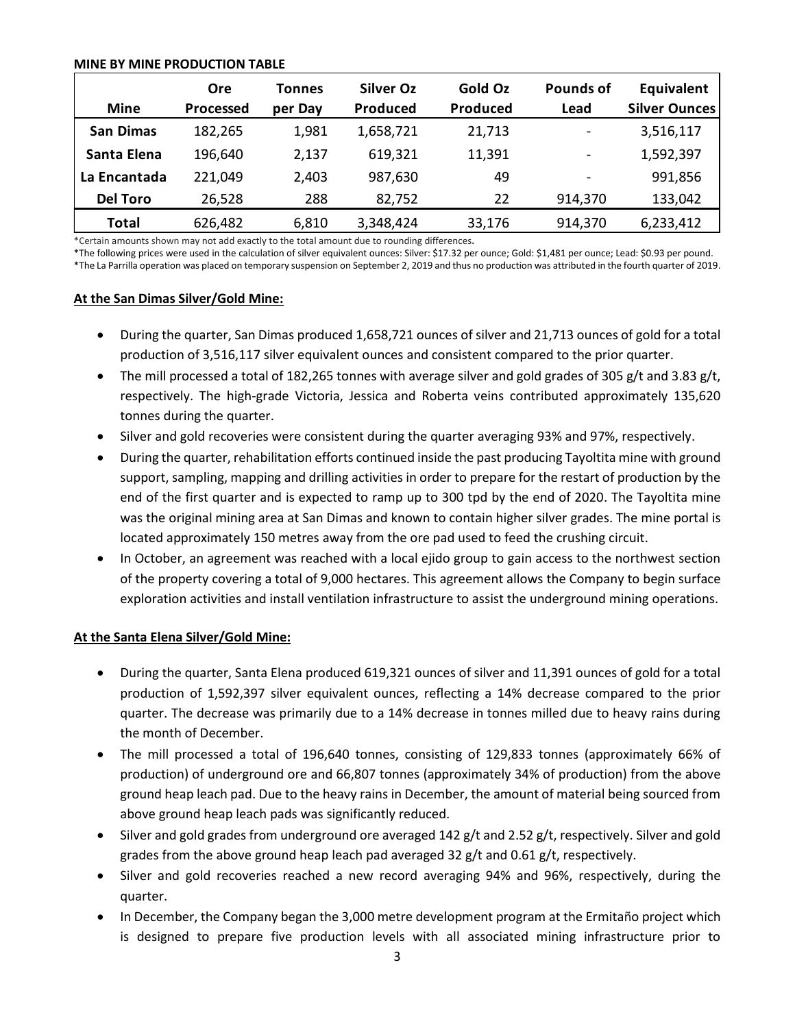**MINE BY MINE PRODUCTION TABLE**

| Mine | Ore Processed | Tonnes per Day | Silver Oz Produced | Gold Oz Produced | Pounds of Lead | Equivalent Silver Ounces |
|---|---|---|---|---|---|---|
| **San Dimas** | 182,265 | 1,981 | 1,658,721 | 21,713 | - | 3,516,117 |
| **Santa Elena** | 196,640 | 2,137 | 619,321 | 11,391 | - | 1,592,397 |
| **La Encantada** | 221,049 | 2,403 | 987,630 | 49 | - | 991,856 |
| **Del Toro** | 26,528 | 288 | 82,752 | 22 | 914,370 | 133,042 |
| **Total** | 626,482 | 6,810 | 3,348,424 | 33,176 | 914,370 | 6,233,412 |

*Certain amounts shown may not add exactly to the total amount due to rounding differences.
*The following prices were used in the calculation of silver equivalent ounces: Silver: $17.32 per ounce; Gold: $1,481 per ounce; Lead: $0.93 per pound.
*The La Parrilla operation was placed on temporary suspension on September 2, 2019 and thus no production was attributed in the fourth quarter of 2019.

**At the San Dimas Silver/Gold Mine:**

- During the quarter, San Dimas produced 1,658,721 ounces of silver and 21,713 ounces of gold for a total production of 3,516,117 silver equivalent ounces and consistent compared to the prior quarter.
- The mill processed a total of 182,265 tonnes with average silver and gold grades of 305 g/t and 3.83 g/t, respectively. The high-grade Victoria, Jessica and Roberta veins contributed approximately 135,620 tonnes during the quarter.
- Silver and gold recoveries were consistent during the quarter averaging 93% and 97%, respectively.
- During the quarter, rehabilitation efforts continued inside the past producing Tayoltita mine with ground support, sampling, mapping and drilling activities in order to prepare for the restart of production by the end of the first quarter and is expected to ramp up to 300 tpd by the end of 2020. The Tayoltita mine was the original mining area at San Dimas and known to contain higher silver grades. The mine portal is located approximately 150 metres away from the ore pad used to feed the crushing circuit.
- In October, an agreement was reached with a local ejido group to gain access to the northwest section of the property covering a total of 9,000 hectares. This agreement allows the Company to begin surface exploration activities and install ventilation infrastructure to assist the underground mining operations.

**At the Santa Elena Silver/Gold Mine:**

- During the quarter, Santa Elena produced 619,321 ounces of silver and 11,391 ounces of gold for a total production of 1,592,397 silver equivalent ounces, reflecting a 14% decrease compared to the prior quarter. The decrease was primarily due to a 14% decrease in tonnes milled due to heavy rains during the month of December.
- The mill processed a total of 196,640 tonnes, consisting of 129,833 tonnes (approximately 66% of production) of underground ore and 66,807 tonnes (approximately 34% of production) from the above ground heap leach pad. Due to the heavy rains in December, the amount of material being sourced from above ground heap leach pads was significantly reduced.
- Silver and gold grades from underground ore averaged 142 g/t and 2.52 g/t, respectively. Silver and gold grades from the above ground heap leach pad averaged 32 g/t and 0.61 g/t, respectively.
- Silver and gold recoveries reached a new record averaging 94% and 96%, respectively, during the quarter.
- In December, the Company began the 3,000 metre development program at the Ermitaño project which is designed to prepare five production levels with all associated mining infrastructure prior to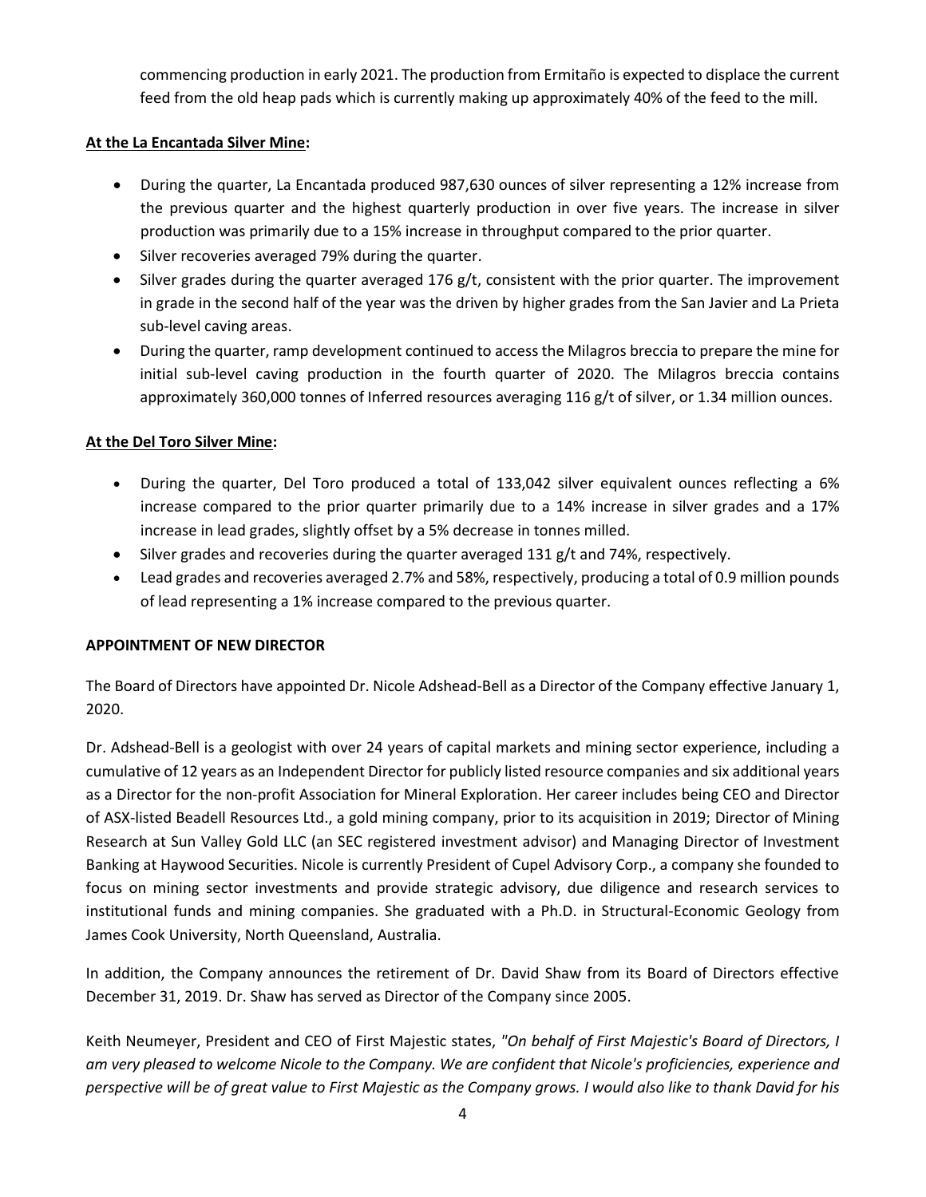commencing production in early 2021. The production from Ermitaño is expected to displace the current feed from the old heap pads which is currently making up approximately 40% of the feed to the mill.

**At the La Encantada Silver Mine:**

- During the quarter, La Encantada produced 987,630 ounces of silver representing a 12% increase from the previous quarter and the highest quarterly production in over five years. The increase in silver production was primarily due to a 15% increase in throughput compared to the prior quarter.
- Silver recoveries averaged 79% during the quarter.
- Silver grades during the quarter averaged 176 g/t, consistent with the prior quarter. The improvement in grade in the second half of the year was the driven by higher grades from the San Javier and La Prieta sub-level caving areas.
- During the quarter, ramp development continued to access the Milagros breccia to prepare the mine for initial sub-level caving production in the fourth quarter of 2020. The Milagros breccia contains approximately 360,000 tonnes of Inferred resources averaging 116 g/t of silver, or 1.34 million ounces.

**At the Del Toro Silver Mine:**

- During the quarter, Del Toro produced a total of 133,042 silver equivalent ounces reflecting a 6% increase compared to the prior quarter primarily due to a 14% increase in silver grades and a 17% increase in lead grades, slightly offset by a 5% decrease in tonnes milled.
- Silver grades and recoveries during the quarter averaged 131 g/t and 74%, respectively.
- Lead grades and recoveries averaged 2.7% and 58%, respectively, producing a total of 0.9 million pounds of lead representing a 1% increase compared to the previous quarter.

**APPOINTMENT OF NEW DIRECTOR**

The Board of Directors have appointed Dr. Nicole Adshead-Bell as a Director of the Company effective January 1, 2020.

Dr. Adshead-Bell is a geologist with over 24 years of capital markets and mining sector experience, including a cumulative of 12 years as an Independent Director for publicly listed resource companies and six additional years as a Director for the non-profit Association for Mineral Exploration. Her career includes being CEO and Director of ASX-listed Beadell Resources Ltd., a gold mining company, prior to its acquisition in 2019; Director of Mining Research at Sun Valley Gold LLC (an SEC registered investment advisor) and Managing Director of Investment Banking at Haywood Securities. Nicole is currently President of Cupel Advisory Corp., a company she founded to focus on mining sector investments and provide strategic advisory, due diligence and research services to institutional funds and mining companies. She graduated with a Ph.D. in Structural-Economic Geology from James Cook University, North Queensland, Australia.

In addition, the Company announces the retirement of Dr. David Shaw from its Board of Directors effective December 31, 2019. Dr. Shaw has served as Director of the Company since 2005.

Keith Neumeyer, President and CEO of First Majestic states, *"On behalf of First Majestic's Board of Directors, I am very pleased to welcome Nicole to the Company. We are confident that Nicole's proficiencies, experience and perspective will be of great value to First Majestic as the Company grows. I would also like to thank David for his*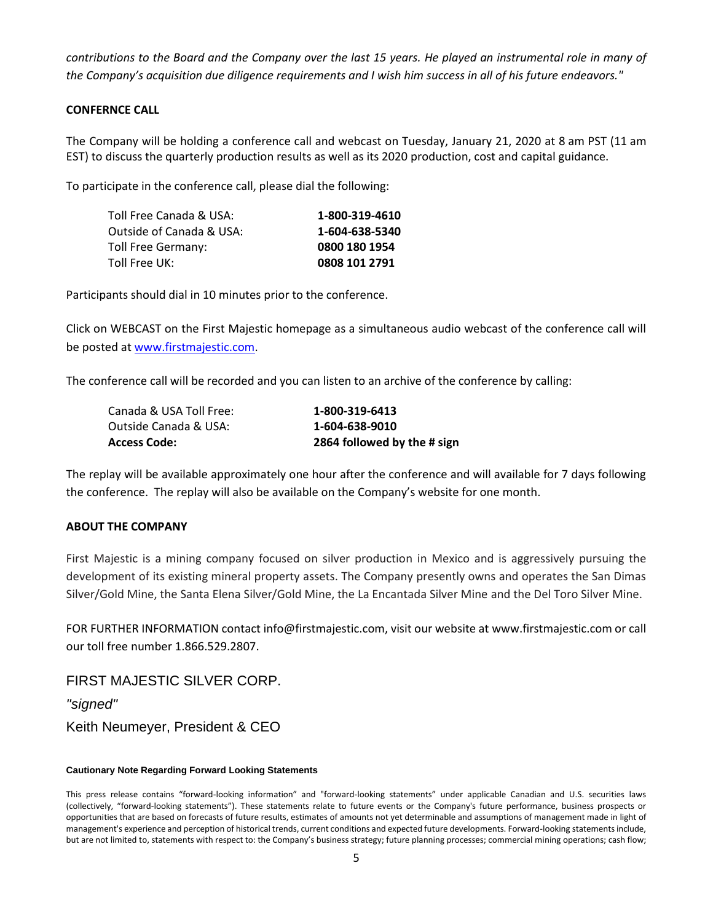*contributions to the Board and the Company over the last 15 years. He played an instrumental role in many of the Company's acquisition due diligence requirements and I wish him success in all of his future endeavors."*

**CONFERNCE CALL**

The Company will be holding a conference call and webcast on Tuesday, January 21, 2020 at 8 am PST (11 am EST) to discuss the quarterly production results as well as its 2020 production, cost and capital guidance.

To participate in the conference call, please dial the following:

| | |
|---|---|
| Toll Free Canada & USA: | **1-800-319-4610** |
| Outside of Canada & USA: | **1-604-638-5340** |
| Toll Free Germany: | **0800 180 1954** |
| Toll Free UK: | **0808 101 2791** |

Participants should dial in 10 minutes prior to the conference.

Click on WEBCAST on the First Majestic homepage as a simultaneous audio webcast of the conference call will be posted at www.firstmajestic.com.

The conference call will be recorded and you can listen to an archive of the conference by calling:

| | |
|---|---|
| Canada & USA Toll Free: | **1-800-319-6413** |
| Outside Canada & USA: | **1-604-638-9010** |
| **Access Code:** | **2864 followed by the # sign** |

The replay will be available approximately one hour after the conference and will available for 7 days following the conference. The replay will also be available on the Company's website for one month.

**ABOUT THE COMPANY**

First Majestic is a mining company focused on silver production in Mexico and is aggressively pursuing the development of its existing mineral property assets. The Company presently owns and operates the San Dimas Silver/Gold Mine, the Santa Elena Silver/Gold Mine, the La Encantada Silver Mine and the Del Toro Silver Mine.

FOR FURTHER INFORMATION contact info@firstmajestic.com, visit our website at www.firstmajestic.com or call our toll free number 1.866.529.2807.

FIRST MAJESTIC SILVER CORP.

*"signed"*

Keith Neumeyer, President & CEO

**Cautionary Note Regarding Forward Looking Statements**

This press release contains "forward-looking information" and "forward-looking statements" under applicable Canadian and U.S. securities laws (collectively, "forward-looking statements"). These statements relate to future events or the Company's future performance, business prospects or opportunities that are based on forecasts of future results, estimates of amounts not yet determinable and assumptions of management made in light of management's experience and perception of historical trends, current conditions and expected future developments. Forward-looking statements include, but are not limited to, statements with respect to: the Company's business strategy; future planning processes; commercial mining operations; cash flow;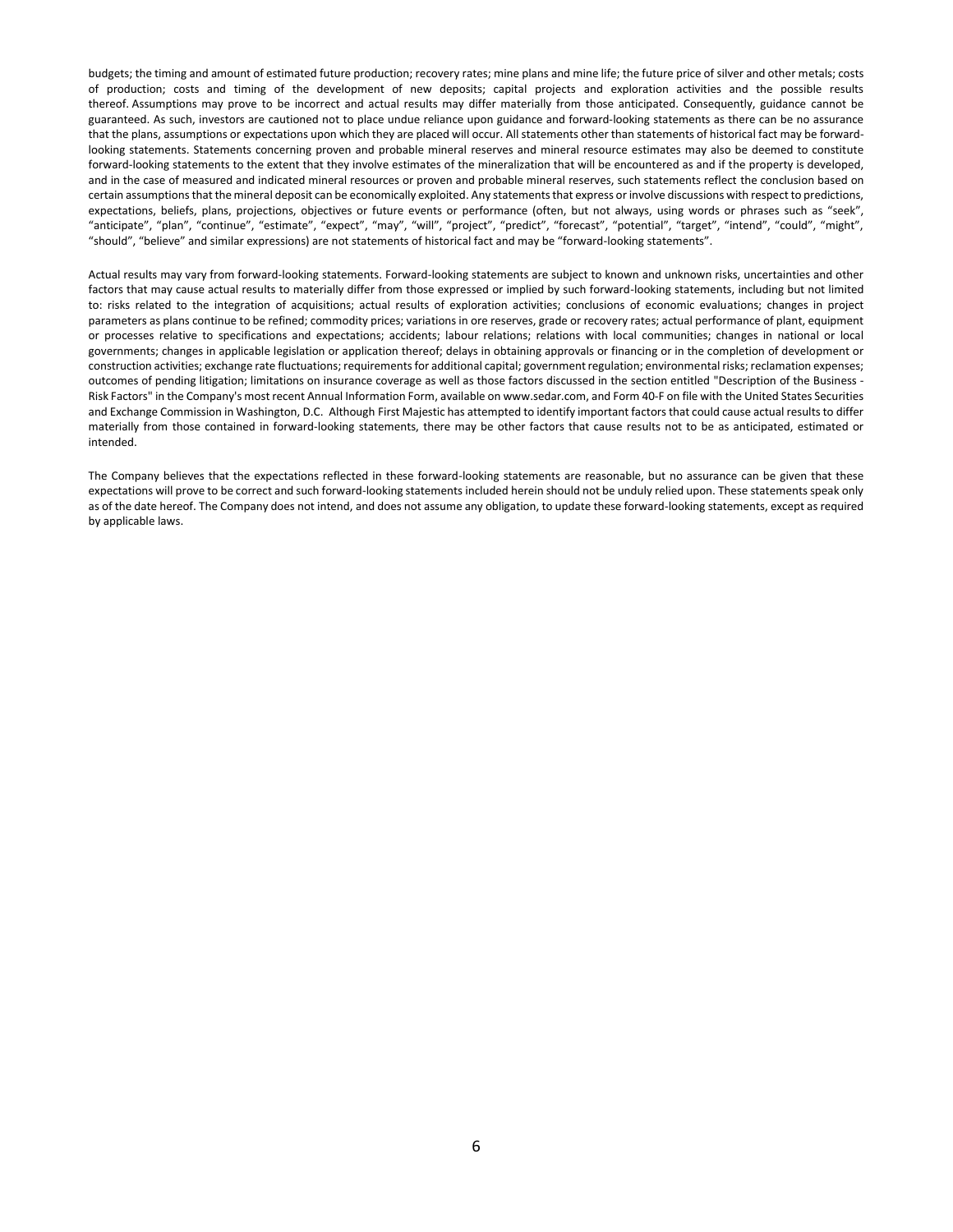budgets; the timing and amount of estimated future production; recovery rates; mine plans and mine life; the future price of silver and other metals; costs of production; costs and timing of the development of new deposits; capital projects and exploration activities and the possible results thereof. Assumptions may prove to be incorrect and actual results may differ materially from those anticipated. Consequently, guidance cannot be guaranteed. As such, investors are cautioned not to place undue reliance upon guidance and forward-looking statements as there can be no assurance that the plans, assumptions or expectations upon which they are placed will occur. All statements other than statements of historical fact may be forward-looking statements. Statements concerning proven and probable mineral reserves and mineral resource estimates may also be deemed to constitute forward-looking statements to the extent that they involve estimates of the mineralization that will be encountered as and if the property is developed, and in the case of measured and indicated mineral resources or proven and probable mineral reserves, such statements reflect the conclusion based on certain assumptions that the mineral deposit can be economically exploited. Any statements that express or involve discussions with respect to predictions, expectations, beliefs, plans, projections, objectives or future events or performance (often, but not always, using words or phrases such as "seek", "anticipate", "plan", "continue", "estimate", "expect", "may", "will", "project", "predict", "forecast", "potential", "target", "intend", "could", "might", "should", "believe" and similar expressions) are not statements of historical fact and may be "forward-looking statements".

Actual results may vary from forward-looking statements. Forward-looking statements are subject to known and unknown risks, uncertainties and other factors that may cause actual results to materially differ from those expressed or implied by such forward-looking statements, including but not limited to: risks related to the integration of acquisitions; actual results of exploration activities; conclusions of economic evaluations; changes in project parameters as plans continue to be refined; commodity prices; variations in ore reserves, grade or recovery rates; actual performance of plant, equipment or processes relative to specifications and expectations; accidents; labour relations; relations with local communities; changes in national or local governments; changes in applicable legislation or application thereof; delays in obtaining approvals or financing or in the completion of development or construction activities; exchange rate fluctuations; requirements for additional capital; government regulation; environmental risks; reclamation expenses; outcomes of pending litigation; limitations on insurance coverage as well as those factors discussed in the section entitled "Description of the Business - Risk Factors" in the Company's most recent Annual Information Form, available on www.sedar.com, and Form 40-F on file with the United States Securities and Exchange Commission in Washington, D.C. Although First Majestic has attempted to identify important factors that could cause actual results to differ materially from those contained in forward-looking statements, there may be other factors that cause results not to be as anticipated, estimated or intended.

The Company believes that the expectations reflected in these forward-looking statements are reasonable, but no assurance can be given that these expectations will prove to be correct and such forward-looking statements included herein should not be unduly relied upon. These statements speak only as of the date hereof. The Company does not intend, and does not assume any obligation, to update these forward-looking statements, except as required by applicable laws.